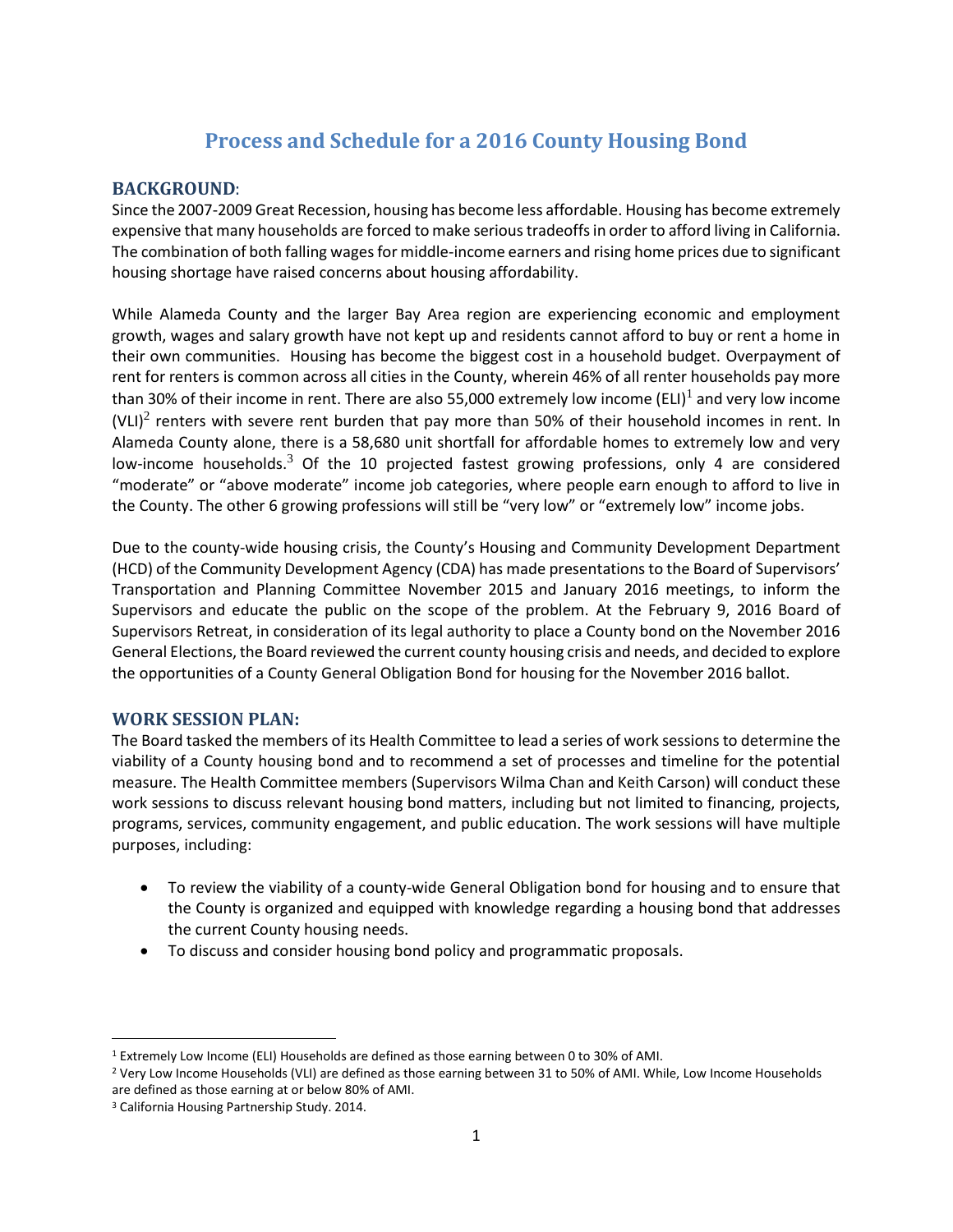# Process and Schedule for a 2016 County Housing Bond

## BACKGROUND:

Since the 2007-2009 Great Recession, housing has become less affordable. Housing has become extremely expensive that many households are forced to make serious tradeoffs in order to afford living in California. The combination of both falling wages for middle-income earners and rising home prices due to significant housing shortage have raised concerns about housing affordability.

While Alameda County and the larger Bay Area region are experiencing economic and employment growth, wages and salary growth have not kept up and residents cannot afford to buy or rent a home in their own communities. Housing has become the biggest cost in a household budget. Overpayment of rent for renters is common across all cities in the County, wherein 46% of all renter households pay more than 30% of their income in rent. There are also 55,000 extremely low income (ELI)[1] and very low income (VLI)[2] renters with severe rent burden that pay more than 50% of their household incomes in rent. In Alameda County alone, there is a 58,680 unit shortfall for affordable homes to extremely low and very low-income households.[3] Of the 10 projected fastest growing professions, only 4 are considered "moderate" or "above moderate" income job categories, where people earn enough to afford to live in the County. The other 6 growing professions will still be "very low" or "extremely low" income jobs.

Due to the county-wide housing crisis, the County's Housing and Community Development Department (HCD) of the Community Development Agency (CDA) has made presentations to the Board of Supervisors' Transportation and Planning Committee November 2015 and January 2016 meetings, to inform the Supervisors and educate the public on the scope of the problem. At the February 9, 2016 Board of Supervisors Retreat, in consideration of its legal authority to place a County bond on the November 2016 General Elections, the Board reviewed the current county housing crisis and needs, and decided to explore the opportunities of a County General Obligation Bond for housing for the November 2016 ballot.

## WORK SESSION PLAN:

The Board tasked the members of its Health Committee to lead a series of work sessions to determine the viability of a County housing bond and to recommend a set of processes and timeline for the potential measure. The Health Committee members (Supervisors Wilma Chan and Keith Carson) will conduct these work sessions to discuss relevant housing bond matters, including but not limited to financing, projects, programs, services, community engagement, and public education. The work sessions will have multiple purposes, including:

- To review the viability of a county-wide General Obligation bond for housing and to ensure that the County is organized and equipped with knowledge regarding a housing bond that addresses the current County housing needs.
- To discuss and consider housing bond policy and programmatic proposals.

---

[1] Extremely Low Income (ELI) Households are defined as those earning between 0 to 30% of AMI.

[2] Very Low Income Households (VLI) are defined as those earning between 31 to 50% of AMI. While, Low Income Households are defined as those earning at or below 80% of AMI.

[3] California Housing Partnership Study. 2014.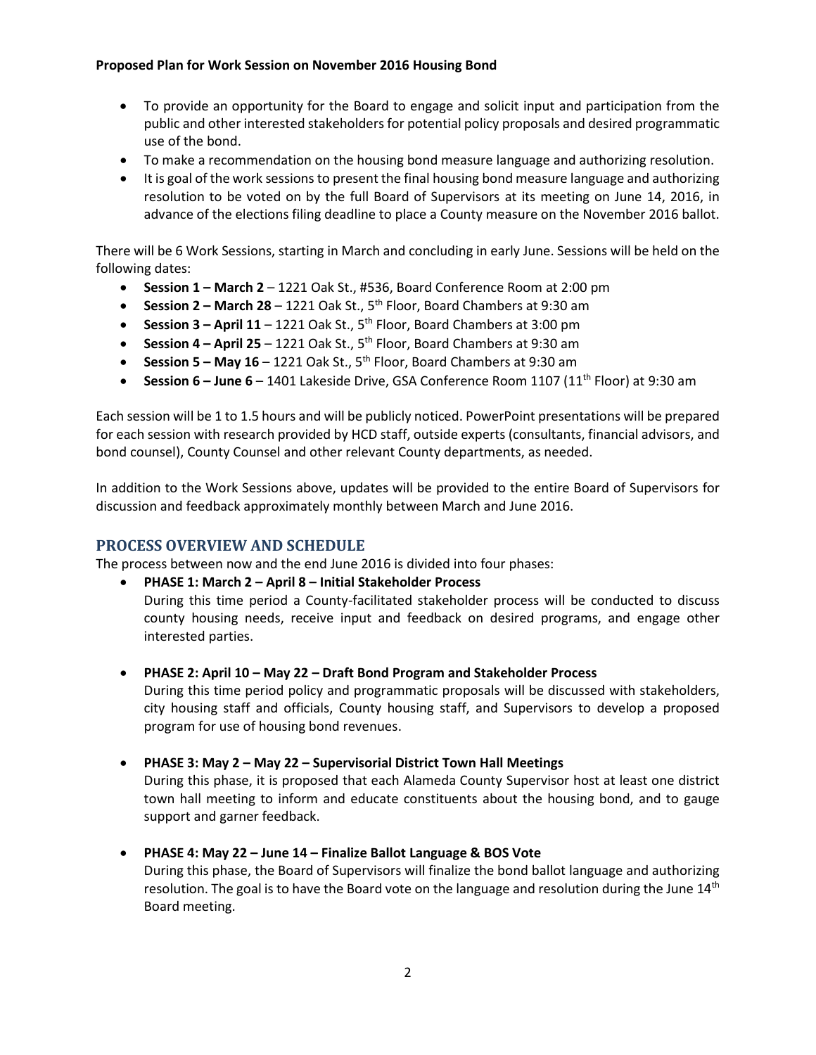**Proposed Plan for Work Session on November 2016 Housing Bond**

- To provide an opportunity for the Board to engage and solicit input and participation from the public and other interested stakeholders for potential policy proposals and desired programmatic use of the bond.
- To make a recommendation on the housing bond measure language and authorizing resolution.
- It is goal of the work sessions to present the final housing bond measure language and authorizing resolution to be voted on by the full Board of Supervisors at its meeting on June 14, 2016, in advance of the elections filing deadline to place a County measure on the November 2016 ballot.

There will be 6 Work Sessions, starting in March and concluding in early June. Sessions will be held on the following dates:

- **Session 1 – March 2** – 1221 Oak St., #536, Board Conference Room at 2:00 pm
- **Session 2 – March 28** – 1221 Oak St., 5th Floor, Board Chambers at 9:30 am
- **Session 3 – April 11** – 1221 Oak St., 5th Floor, Board Chambers at 3:00 pm
- **Session 4 – April 25** – 1221 Oak St., 5th Floor, Board Chambers at 9:30 am
- **Session 5 – May 16** – 1221 Oak St., 5th Floor, Board Chambers at 9:30 am
- **Session 6 – June 6** – 1401 Lakeside Drive, GSA Conference Room 1107 (11th Floor) at 9:30 am

Each session will be 1 to 1.5 hours and will be publicly noticed. PowerPoint presentations will be prepared for each session with research provided by HCD staff, outside experts (consultants, financial advisors, and bond counsel), County Counsel and other relevant County departments, as needed.

In addition to the Work Sessions above, updates will be provided to the entire Board of Supervisors for discussion and feedback approximately monthly between March and June 2016.

## PROCESS OVERVIEW AND SCHEDULE

The process between now and the end June 2016 is divided into four phases:

- **PHASE 1: March 2 – April 8 – Initial Stakeholder Process**
  During this time period a County-facilitated stakeholder process will be conducted to discuss county housing needs, receive input and feedback on desired programs, and engage other interested parties.

- **PHASE 2: April 10 – May 22 – Draft Bond Program and Stakeholder Process**
  During this time period policy and programmatic proposals will be discussed with stakeholders, city housing staff and officials, County housing staff, and Supervisors to develop a proposed program for use of housing bond revenues.

- **PHASE 3: May 2 – May 22 – Supervisorial District Town Hall Meetings**
  During this phase, it is proposed that each Alameda County Supervisor host at least one district town hall meeting to inform and educate constituents about the housing bond, and to gauge support and garner feedback.

- **PHASE 4: May 22 – June 14 – Finalize Ballot Language & BOS Vote**
  During this phase, the Board of Supervisors will finalize the bond ballot language and authorizing resolution. The goal is to have the Board vote on the language and resolution during the June 14th Board meeting.